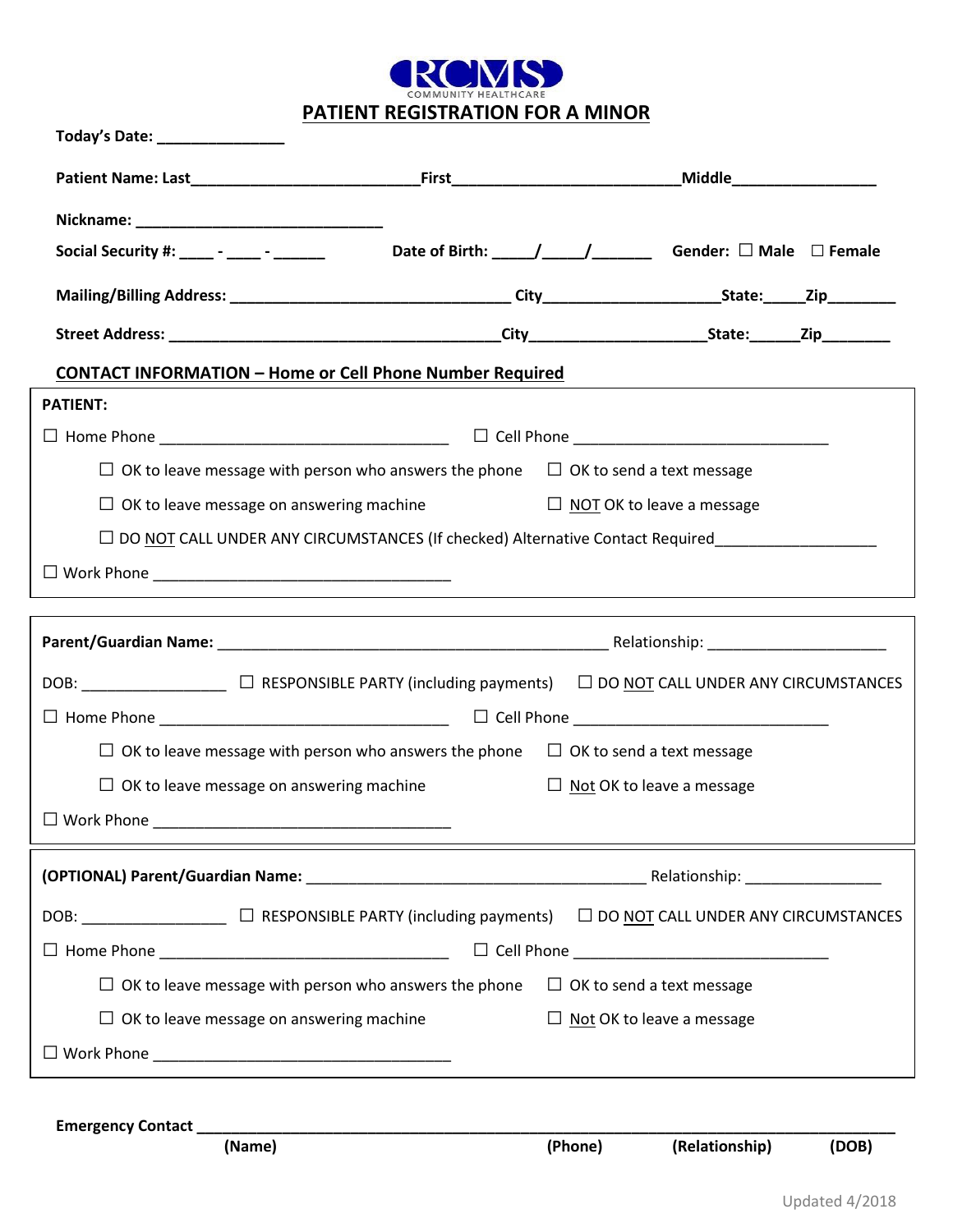RCMS COMMUNITY HEALTHCARE

# PATIENT REGISTRATION FOR A MINOR

**Today's Date:** _______________

**Patient Name: Last**__________________________**First**__________________________**Middle**_________________

**Nickname:** ______________________________

**Social Security #:** ____ - ____ - ______ **Date of Birth:** _____/_____/_______ **Gender:** ☐ **Male** ☐ **Female**

**Mailing/Billing Address:** ________________________________ **City**____________________**State:**_____**Zip**________

**Street Address:** ______________________________________**City**____________________**State:**______**Zip**________

**CONTACT INFORMATION – Home or Cell Phone Number Required**

**PATIENT:**

☐ Home Phone __________________________________ ☐ Cell Phone ______________________________

☐ OK to leave message with person who answers the phone ☐ OK to send a text message

☐ OK to leave message on answering machine ☐ NOT OK to leave a message

☐ DO NOT CALL UNDER ANY CIRCUMSTANCES (If checked) Alternative Contact Required___________________

☐ Work Phone ___________________________________

---

**Parent/Guardian Name:** _____________________________________________ Relationship: _____________________

DOB: ________________ ☐ RESPONSIBLE PARTY (including payments) ☐ DO NOT CALL UNDER ANY CIRCUMSTANCES

☐ Home Phone __________________________________ ☐ Cell Phone ______________________________

☐ OK to leave message with person who answers the phone ☐ OK to send a text message

☐ OK to leave message on answering machine ☐ Not OK to leave a message

☐ Work Phone ___________________________________

---

**(OPTIONAL) Parent/Guardian Name:** ________________________________________ Relationship: ________________

DOB: ________________ ☐ RESPONSIBLE PARTY (including payments) ☐ DO NOT CALL UNDER ANY CIRCUMSTANCES

☐ Home Phone __________________________________ ☐ Cell Phone ______________________________

☐ OK to leave message with person who answers the phone ☐ OK to send a text message

☐ OK to leave message on answering machine ☐ Not OK to leave a message

☐ Work Phone ___________________________________

---

**Emergency Contact** ________________________________________________________________________________

**(Name)** **(Phone)** **(Relationship)** **(DOB)**

Updated 4/2018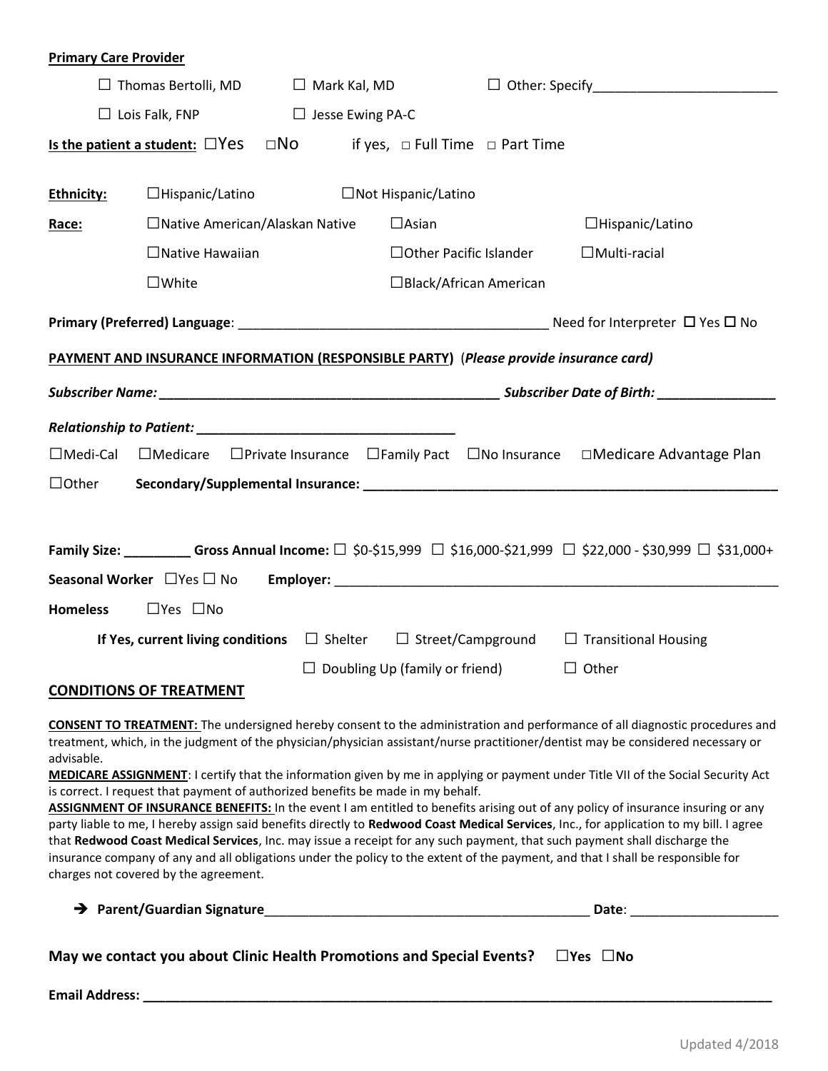**Primary Care Provider**

☐ Thomas Bertolli, MD ☐ Mark Kal, MD ☐ Other: Specify________________________

☐ Lois Falk, FNP ☐ Jesse Ewing PA-C

**Is the patient a student:** ☐Yes ☐No if yes, ☐ Full Time ☐ Part Time

**Ethnicity:** ☐Hispanic/Latino ☐Not Hispanic/Latino

**Race:** ☐Native American/Alaskan Native ☐Asian ☐Hispanic/Latino

☐Native Hawaiian ☐Other Pacific Islander ☐Multi-racial

☐White ☐Black/African American

**Primary (Preferred) Language**: ________________________________________ Need for Interpreter ☐ Yes ☐ No

**PAYMENT AND INSURANCE INFORMATION (RESPONSIBLE PARTY)** (*Please provide insurance card)*

***Subscriber Name: _____________________________________________ Subscriber Date of Birth: ________________***

***Relationship to Patient: __________________________________***

☐Medi-Cal ☐Medicare ☐Private Insurance ☐Family Pact ☐No Insurance ☐Medicare Advantage Plan

☐Other **Secondary/Supplemental Insurance: _______________________________________________________**

**Family Size: _________ Gross Annual Income:** ☐ $0-$15,999 ☐ $16,000-$21,999 ☐ $22,000 - $30,999 ☐ $31,000+

**Seasonal Worker** ☐Yes ☐ No **Employer:** ____________________________________________________________

**Homeless** ☐Yes ☐No

**If Yes, current living conditions** ☐ Shelter ☐ Street/Campground ☐ Transitional Housing

☐ Doubling Up (family or friend) ☐ Other

## CONDITIONS OF TREATMENT

**CONSENT TO TREATMENT:** The undersigned hereby consent to the administration and performance of all diagnostic procedures and treatment, which, in the judgment of the physician/physician assistant/nurse practitioner/dentist may be considered necessary or advisable.

**MEDICARE ASSIGNMENT**: I certify that the information given by me in applying or payment under Title VII of the Social Security Act is correct. I request that payment of authorized benefits be made in my behalf.

**ASSIGNMENT OF INSURANCE BENEFITS:** In the event I am entitled to benefits arising out of any policy of insurance insuring or any party liable to me, I hereby assign said benefits directly to **Redwood Coast Medical Services**, Inc., for application to my bill. I agree that **Redwood Coast Medical Services**, Inc. may issue a receipt for any such payment, that such payment shall discharge the insurance company of any and all obligations under the policy to the extent of the payment, and that I shall be responsible for charges not covered by the agreement.

➔ **Parent/Guardian Signature**______________________________________________ **Date**: ____________________

**May we contact you about Clinic Health Promotions and Special Events?** ☐**Yes** ☐**No**

**Email Address: ___________________________________________________________________________________**

Updated 4/2018